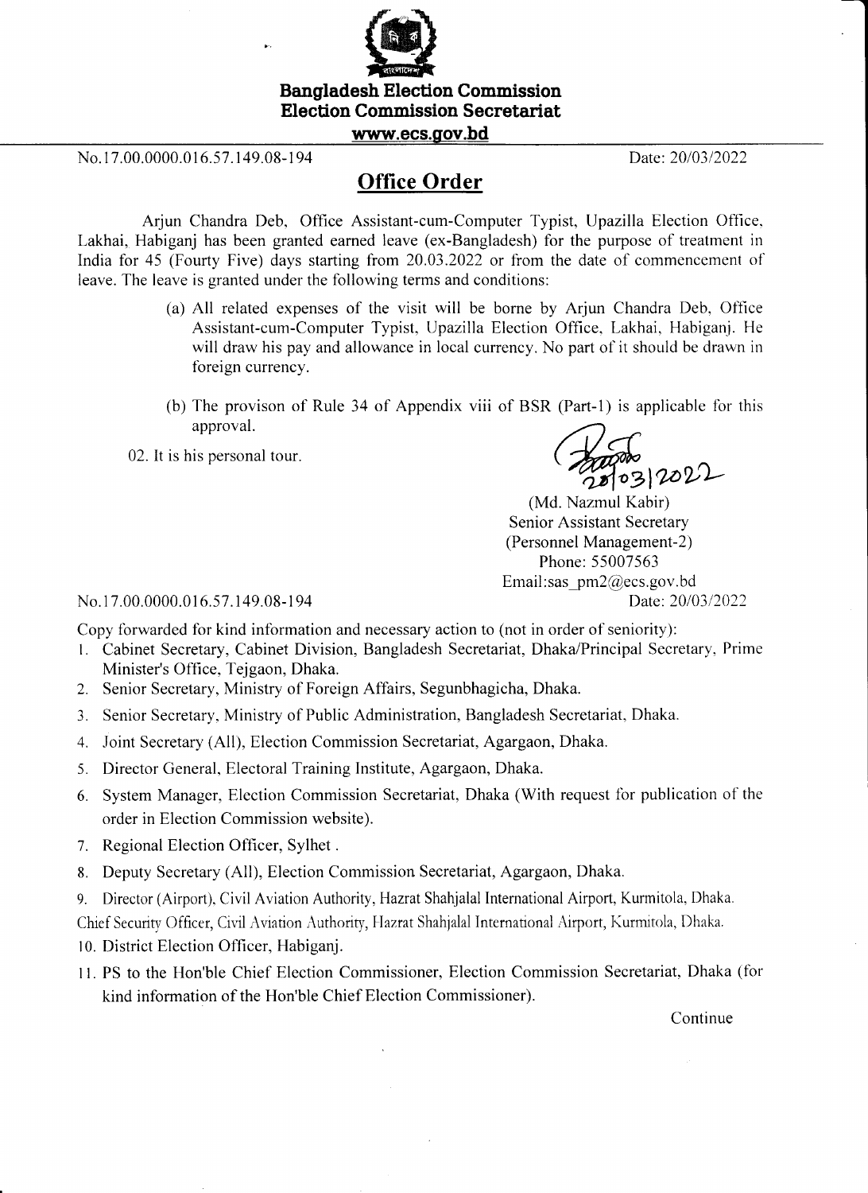**Bangladesh Election Commission**
**Election Commission Secretariat**
**www.ecs.gov.bd**

No.17.00.0000.016.57.149.08-194 Date: 20/03/2022

## Office Order

Arjun Chandra Deb, Office Assistant-cum-Computer Typist, Upazilla Election Office, Lakhai, Habiganj has been granted earned leave (ex-Bangladesh) for the purpose of treatment in India for 45 (Fourty Five) days starting from 20.03.2022 or from the date of commencement of leave. The leave is granted under the following terms and conditions:

(a) All related expenses of the visit will be borne by Arjun Chandra Deb, Office Assistant-cum-Computer Typist, Upazilla Election Office, Lakhai, Habiganj. He will draw his pay and allowance in local currency. No part of it should be drawn in foreign currency.

(b) The provison of Rule 34 of Appendix viii of BSR (Part-1) is applicable for this approval.

02. It is his personal tour.

20/03/2022

(Md. Nazmul Kabir)
Senior Assistant Secretary
(Personnel Management-2)
Phone: 55007563
Email:sas_pm2@ecs.gov.bd

No.17.00.0000.016.57.149.08-194 Date: 20/03/2022

Copy forwarded for kind information and necessary action to (not in order of seniority):

1. Cabinet Secretary, Cabinet Division, Bangladesh Secretariat, Dhaka/Principal Secretary, Prime Minister's Office, Tejgaon, Dhaka.
2. Senior Secretary, Ministry of Foreign Affairs, Segunbhagicha, Dhaka.
3. Senior Secretary, Ministry of Public Administration, Bangladesh Secretariat, Dhaka.
4. Joint Secretary (All), Election Commission Secretariat, Agargaon, Dhaka.
5. Director General, Electoral Training Institute, Agargaon, Dhaka.
6. System Manager, Election Commission Secretariat, Dhaka (With request for publication of the order in Election Commission website).
7. Regional Election Officer, Sylhet .
8. Deputy Secretary (All), Election Commission Secretariat, Agargaon, Dhaka.
9. Director (Airport), Civil Aviation Authority, Hazrat Shahjalal International Airport, Kurmitola, Dhaka.
   Chief Security Officer, Civil Aviation Authority, Hazrat Shahjalal International Airport, Kurmitola, Dhaka.
10. District Election Officer, Habiganj.
11. PS to the Hon'ble Chief Election Commissioner, Election Commission Secretariat, Dhaka (for kind information of the Hon'ble Chief Election Commissioner).

Continue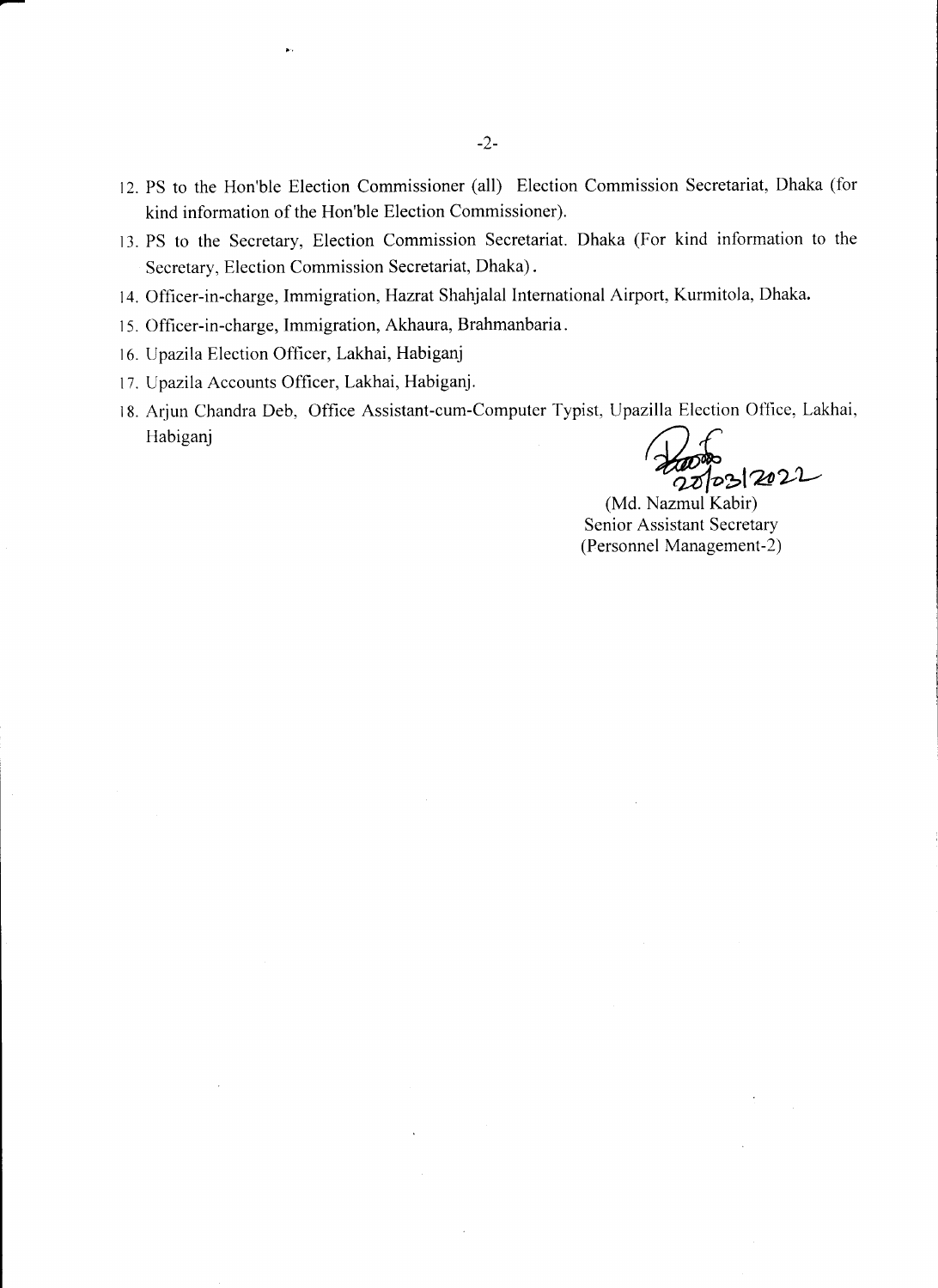12. PS to the Hon'ble Election Commissioner (all) Election Commission Secretariat, Dhaka (for kind information of the Hon'ble Election Commissioner).
13. PS to the Secretary, Election Commission Secretariat. Dhaka (For kind information to the Secretary, Election Commission Secretariat, Dhaka).
14. Officer-in-charge, Immigration, Hazrat Shahjalal International Airport, Kurmitola, Dhaka.
15. Officer-in-charge, Immigration, Akhaura, Brahmanbaria.
16. Upazila Election Officer, Lakhai, Habiganj
17. Upazila Accounts Officer, Lakhai, Habiganj.
18. Arjun Chandra Deb, Office Assistant-cum-Computer Typist, Upazilla Election Office, Lakhai, Habiganj

20/03/2022

(Md. Nazmul Kabir)
Senior Assistant Secretary
(Personnel Management-2)